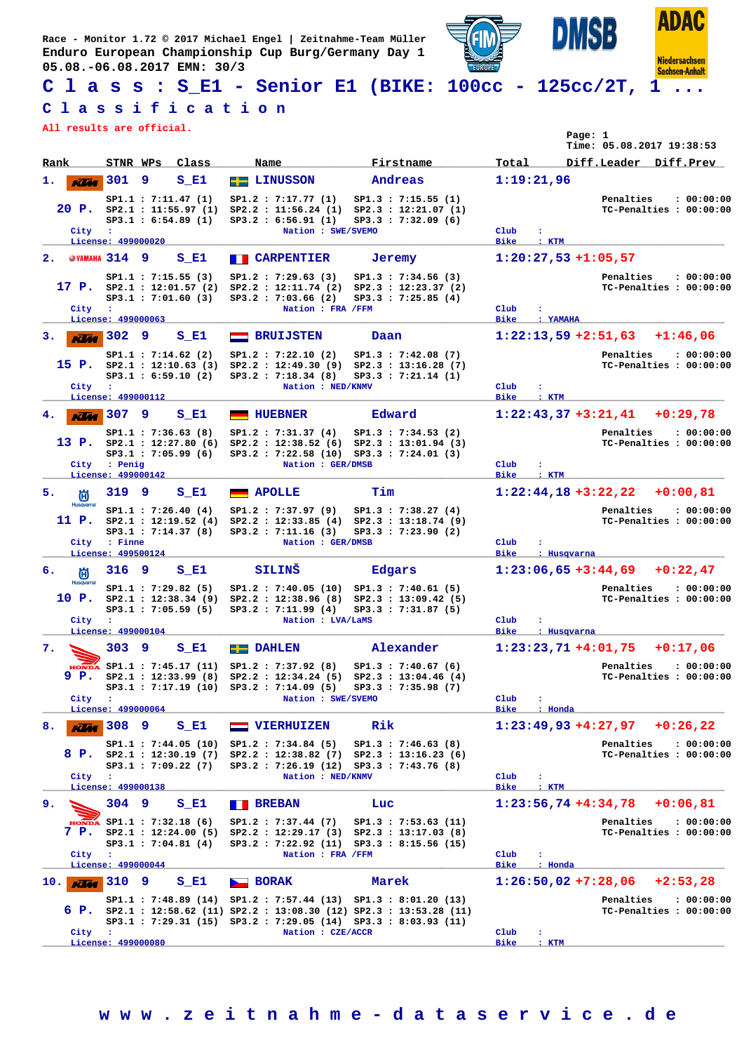Race - Monitor 1.72 © 2017 Michael Engel | Zeitnahme-Team Müller
Enduro European Championship Cup Burg/Germany Day 1
05.08.-06.08.2017 EMN: 30/3

# C l a s s : S_E1 - Senior E1 (BIKE: 100cc - 125cc/2T, 1 ...

## C l a s s i f i c a t i o n

All results are official.

Page: 1
Time: 05.08.2017 19:38:53

| Rank | STNR | WPs | Class | Name | Firstname | Total | Diff.Leader | Diff.Prev |
|---|---|---|---|---|---|---|---|---|
| 1. | 301 | 9 | S_E1 | LINUSSON | Andreas | 1:19:21,96 | | |
| 2. | 314 | 9 | S_E1 | CARPENTIER | Jeremy | 1:20:27,53 | +1:05,57 | |
| 3. | 302 | 9 | S_E1 | BRUIJSTEN | Daan | 1:22:13,59 | +2:51,63 | +1:46,06 |
| 4. | 307 | 9 | S_E1 | HUEBNER | Edward | 1:22:43,37 | +3:21,41 | +0:29,78 |
| 5. | 319 | 9 | S_E1 | APOLLE | Tim | 1:22:44,18 | +3:22,22 | +0:00,81 |
| 6. | 316 | 9 | S_E1 | SILINŠ | Edgars | 1:23:06,65 | +3:44,69 | +0:22,47 |
| 7. | 303 | 9 | S_E1 | DAHLEN | Alexander | 1:23:23,71 | +4:01,75 | +0:17,06 |
| 8. | 308 | 9 | S_E1 | VIERHUIZEN | Rik | 1:23:49,93 | +4:27,97 | +0:26,22 |
| 9. | 304 | 9 | S_E1 | BREBAN | Luc | 1:23:56,74 | +4:34,78 | +0:06,81 |
| 10. | 310 | 9 | S_E1 | BORAK | Marek | 1:26:50,02 | +7:28,06 | +2:53,28 |

**1. LINUSSON Andreas (301)** – 20 P.
SP1.1 : 7:11.47 (1) | SP1.2 : 7:17.77 (1) | SP1.3 : 7:15.55 (1)
SP2.1 : 11:55.97 (1) | SP2.2 : 11:56.24 (1) | SP2.3 : 12:21.07 (1)
SP3.1 : 6:54.89 (1) | SP3.2 : 6:56.91 (1) | SP3.3 : 7:32.09 (6)
Penalties : 00:00:00 / TC-Penalties : 00:00:00
City : | Nation : SWE/SVEMO | Club : | License: 499000020 | Bike : KTM

**2. CARPENTIER Jeremy (314)** – 17 P.
SP1.1 : 7:15.55 (3) | SP1.2 : 7:29.63 (3) | SP1.3 : 7:34.56 (3)
SP2.1 : 12:01.57 (2) | SP2.2 : 12:11.74 (2) | SP2.3 : 12:23.37 (2)
SP3.1 : 7:01.60 (3) | SP3.2 : 7:03.66 (2) | SP3.3 : 7:25.85 (4)
Penalties : 00:00:00 / TC-Penalties : 00:00:00
City : | Nation : FRA /FFM | Club : | License: 499000063 | Bike : YAMAHA

**3. BRUIJSTEN Daan (302)** – 15 P.
SP1.1 : 7:14.62 (2) | SP1.2 : 7:22.10 (2) | SP1.3 : 7:42.08 (7)
SP2.1 : 12:10.63 (3) | SP2.2 : 12:49.30 (9) | SP2.3 : 13:16.28 (7)
SP3.1 : 6:59.10 (2) | SP3.2 : 7:18.34 (8) | SP3.3 : 7:21.14 (1)
Penalties : 00:00:00 / TC-Penalties : 00:00:00
City : | Nation : NED/KNMV | Club : | License: 499000112 | Bike : KTM

**4. HUEBNER Edward (307)** – 13 P.
SP1.1 : 7:36.63 (8) | SP1.2 : 7:31.37 (4) | SP1.3 : 7:34.53 (2)
SP2.1 : 12:27.80 (6) | SP2.2 : 12:38.52 (6) | SP2.3 : 13:01.94 (3)
SP3.1 : 7:05.99 (6) | SP3.2 : 7:22.58 (10) | SP3.3 : 7:24.01 (3)
Penalties : 00:00:00 / TC-Penalties : 00:00:00
City : Penig | Nation : GER/DMSB | Club : | License: 499000142 | Bike : KTM

**5. APOLLE Tim (319)** – 11 P.
SP1.1 : 7:26.40 (4) | SP1.2 : 7:37.97 (9) | SP1.3 : 7:38.27 (4)
SP2.1 : 12:19.52 (4) | SP2.2 : 12:33.85 (4) | SP2.3 : 13:18.74 (9)
SP3.1 : 7:14.37 (8) | SP3.2 : 7:11.16 (3) | SP3.3 : 7:23.90 (2)
Penalties : 00:00:00 / TC-Penalties : 00:00:00
City : Finne | Nation : GER/DMSB | Club : | License: 499500124 | Bike : Husqvarna

**6. SILINŠ Edgars (316)** – 10 P.
SP1.1 : 7:29.82 (5) | SP1.2 : 7:40.05 (10) | SP1.3 : 7:40.61 (5)
SP2.1 : 12:38.34 (9) | SP2.2 : 12:38.96 (8) | SP2.3 : 13:09.42 (5)
SP3.1 : 7:05.59 (5) | SP3.2 : 7:11.99 (4) | SP3.3 : 7:31.87 (5)
Penalties : 00:00:00 / TC-Penalties : 00:00:00
City : | Nation : LVA/LaMS | Club : | License: 499000104 | Bike : Husqvarna

**7. DAHLEN Alexander (303)** – 9 P.
SP1.1 : 7:45.17 (11) | SP1.2 : 7:37.92 (8) | SP1.3 : 7:40.67 (6)
SP2.1 : 12:33.99 (8) | SP2.2 : 12:34.24 (5) | SP2.3 : 13:04.46 (4)
SP3.1 : 7:17.19 (10) | SP3.2 : 7:14.09 (5) | SP3.3 : 7:35.98 (7)
Penalties : 00:00:00 / TC-Penalties : 00:00:00
City : | Nation : SWE/SVEMO | Club : | License: 499000064 | Bike : Honda

**8. VIERHUIZEN Rik (308)** – 8 P.
SP1.1 : 7:44.05 (10) | SP1.2 : 7:34.84 (5) | SP1.3 : 7:46.63 (8)
SP2.1 : 12:30.19 (7) | SP2.2 : 12:38.82 (7) | SP2.3 : 13:16.23 (6)
SP3.1 : 7:09.22 (7) | SP3.2 : 7:26.19 (12) | SP3.3 : 7:43.76 (8)
Penalties : 00:00:00 / TC-Penalties : 00:00:00
City : | Nation : NED/KNMV | Club : | License: 499000138 | Bike : KTM

**9. BREBAN Luc (304)** – 7 P.
SP1.1 : 7:32.18 (6) | SP1.2 : 7:37.44 (7) | SP1.3 : 7:53.63 (11)
SP2.1 : 12:24.00 (5) | SP2.2 : 12:29.17 (3) | SP2.3 : 13:17.03 (8)
SP3.1 : 7:04.81 (4) | SP3.2 : 7:22.92 (11) | SP3.3 : 8:15.56 (15)
Penalties : 00:00:00 / TC-Penalties : 00:00:00
City : | Nation : FRA /FFM | Club : | License: 499000044 | Bike : Honda

**10. BORAK Marek (310)** – 6 P.
SP1.1 : 7:48.89 (14) | SP1.2 : 7:57.44 (13) | SP1.3 : 8:01.20 (13)
SP2.1 : 12:58.62 (11) | SP2.2 : 13:08.30 (12) | SP2.3 : 13:53.28 (11)
SP3.1 : 7:29.31 (15) | SP3.2 : 7:29.05 (14) | SP3.3 : 8:03.93 (11)
Penalties : 00:00:00 / TC-Penalties : 00:00:00
City : | Nation : CZE/ACCR | Club : | License: 499000080 | Bike : KTM

w w w . z e i t n a h m e - d a t a s e r v i c e . d e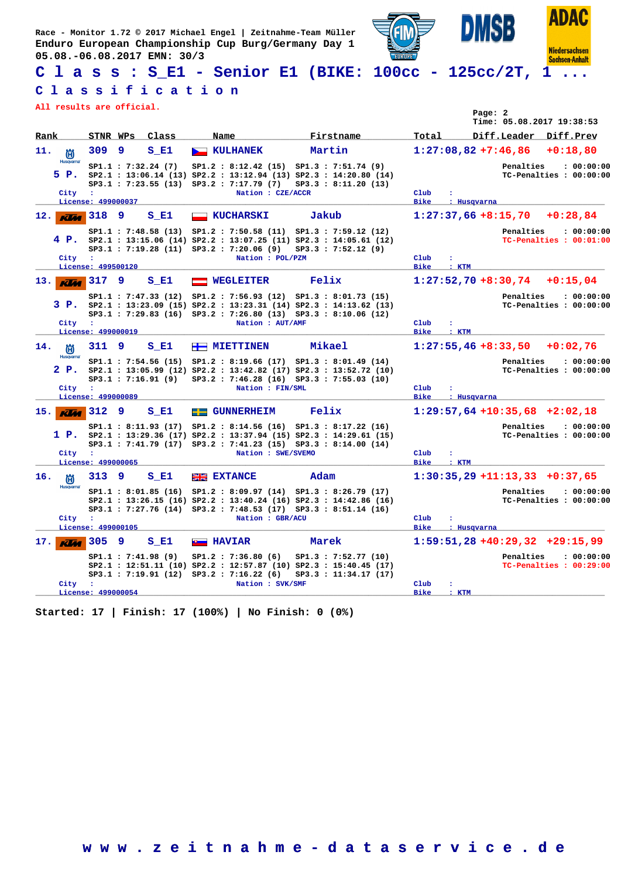Race - Monitor 1.72 © 2017 Michael Engel | Zeitnahme-Team Müller
Enduro European Championship Cup Burg/Germany Day 1
05.08.-06.08.2017 EMN: 30/3

# C l a s s : S_E1 - Senior E1 (BIKE: 100cc - 125cc/2T, 1 ...

## C l a s s i f i c a t i o n

All results are official.

Page: 2
Time: 05.08.2017 19:38:53

| Rank | STNR | WPs | Class | Name | Firstname | Total | Diff.Leader | Diff.Prev |
|---|---|---|---|---|---|---|---|---|
| 11. 5 P. | 309 | 9 | S_E1 | KULHANEK | Martin | 1:27:08,82 | +7:46,86 | +0:18,80 |
| 12. 4 P. | 318 | 9 | S_E1 | KUCHARSKI | Jakub | 1:27:37,66 | +8:15,70 | +0:28,84 |
| 13. 3 P. | 317 | 9 | S_E1 | WEGLEITER | Felix | 1:27:52,70 | +8:30,74 | +0:15,04 |
| 14. 2 P. | 311 | 9 | S_E1 | MIETTINEN | Mikael | 1:27:55,46 | +8:33,50 | +0:02,76 |
| 15. 1 P. | 312 | 9 | S_E1 | GUNNERHEIM | Felix | 1:29:57,64 | +10:35,68 | +2:02,18 |
| 16. | 313 | 9 | S_E1 | EXTANCE | Adam | 1:30:35,29 | +11:13,33 | +0:37,65 |
| 17. | 305 | 9 | S_E1 | HAVIAR | Marek | 1:59:51,28 | +40:29,32 | +29:15,99 |

| Rank | SP1.1 | SP1.2 | SP1.3 | SP2.1 | SP2.2 | SP2.3 | SP3.1 | SP3.2 | SP3.3 | Penalties | TC-Penalties | Nation | License | Club | Bike |
|---|---|---|---|---|---|---|---|---|---|---|---|---|---|---|---|
| 11. | 7:32.24 (7) | 8:12.42 (15) | 7:51.74 (9) | 13:06.14 (13) | 13:12.94 (13) | 14:20.80 (14) | 7:23.55 (13) | 7:17.79 (7) | 8:11.20 (13) | 00:00:00 | 00:00:00 | CZE/ACCR | 499000037 | | Husqvarna |
| 12. | 7:48.58 (13) | 7:50.58 (11) | 7:59.12 (12) | 13:15.06 (14) | 13:07.25 (11) | 14:05.61 (12) | 7:19.28 (11) | 7:20.06 (9) | 7:52.12 (9) | 00:00:00 | 00:01:00 | POL/PZM | 499500120 | | KTM |
| 13. | 7:47.33 (12) | 7:56.93 (12) | 8:01.73 (15) | 13:23.09 (15) | 13:23.31 (14) | 14:13.62 (13) | 7:29.83 (16) | 7:26.80 (13) | 8:10.06 (12) | 00:00:00 | 00:00:00 | AUT/AMF | 499000019 | | KTM |
| 14. | 7:54.56 (15) | 8:19.66 (17) | 8:01.49 (14) | 13:05.99 (12) | 13:42.82 (17) | 13:52.72 (10) | 7:16.91 (9) | 7:46.28 (16) | 7:55.03 (10) | 00:00:00 | 00:00:00 | FIN/SML | 499000089 | | Husqvarna |
| 15. | 8:11.93 (17) | 8:14.56 (16) | 8:17.22 (16) | 13:29.36 (17) | 13:37.94 (15) | 14:29.61 (15) | 7:41.79 (17) | 7:41.23 (15) | 8:14.00 (14) | 00:00:00 | 00:00:00 | SWE/SVEMO | 499000065 | | KTM |
| 16. | 8:01.85 (16) | 8:09.97 (14) | 8:26.79 (17) | 13:26.15 (16) | 13:40.24 (16) | 14:42.86 (16) | 7:27.76 (14) | 7:48.53 (17) | 8:51.14 (16) | 00:00:00 | 00:00:00 | GBR/ACU | 499000105 | | Husqvarna |
| 17. | 7:41.98 (9) | 7:36.80 (6) | 7:52.77 (10) | 12:51.11 (10) | 12:57.87 (10) | 15:40.45 (17) | 7:19.91 (12) | 7:16.22 (6) | 11:34.17 (17) | 00:00:00 | 00:29:00 | SVK/SMF | 499000054 | | KTM |

Started: 17 | Finish: 17 (100%) | No Finish: 0 (0%)

w w w . z e i t n a h m e - d a t a s e r v i c e . d e